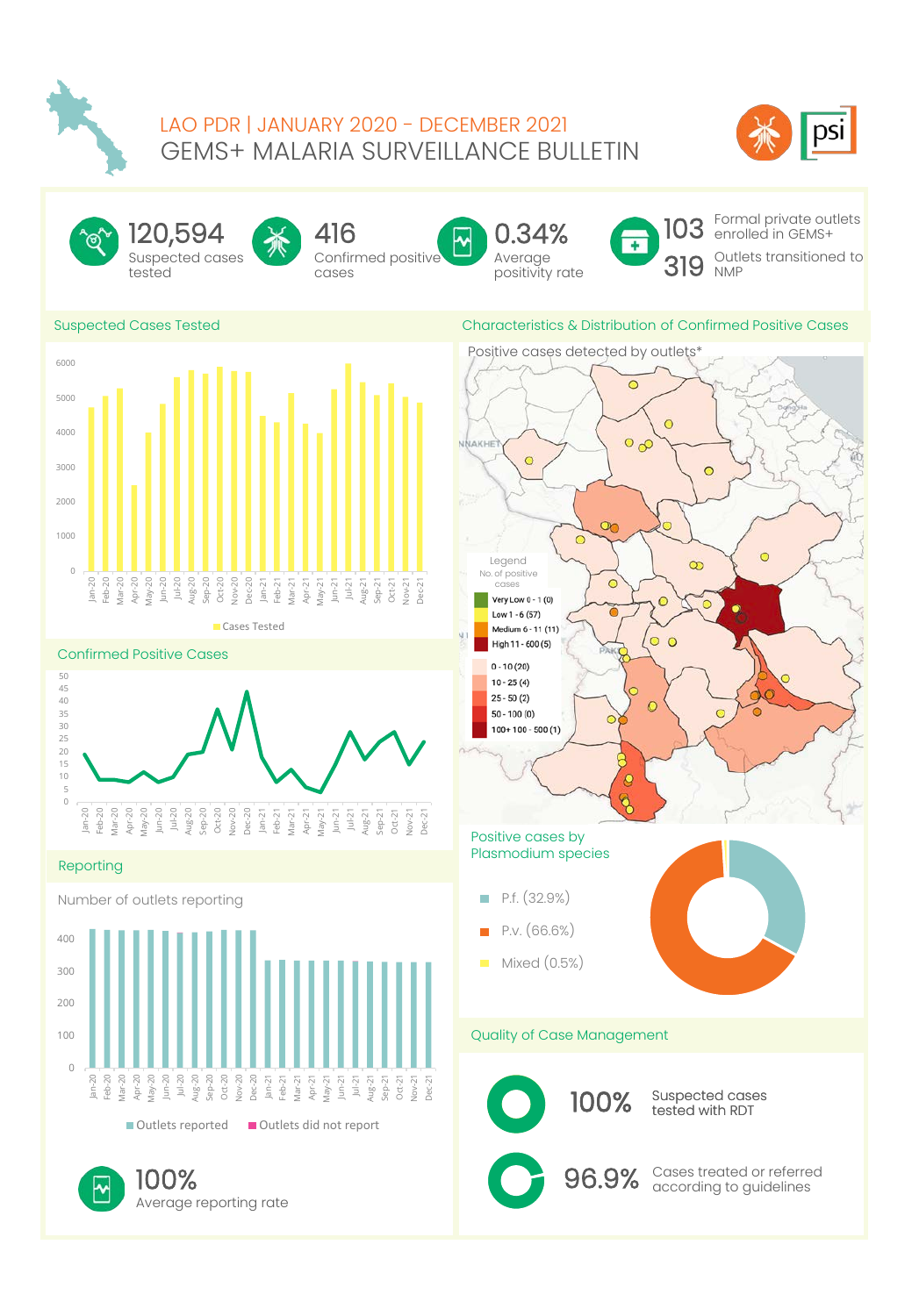# LAO PDR | JANUARY 2020 - DECEMBER 2021

# GEMS+ MALARIA SURVEILLANCE BULLETIN

**120,594** Suspected cases tested

**416** Confirmed positive cases

**0.34%** Average positivity rate

**103** Formal private outlets enrolled in GEMS+

**319** Outlets transitioned to NMP

## Suspected Cases Tested

Cases Tested

## Confirmed Positive Cases

## Reporting

Number of outlets reporting

Outlets reported | Outlets did not report

**100%** Average reporting rate

## Characteristics & Distribution of Confirmed Positive Cases

Positive cases detected by outlets*

Legend
No. of positive cases

- Very Low 0 - 1 (0)
- Low 1 - 6 (57)
- Medium 6 - 11 (11)
- High 11 - 600 (5)

- 0 - 10 (20)
- 10 - 25 (4)
- 25 - 50 (2)
- 50 - 100 (0)
- 100+ 100 - 500 (1)

### Positive cases by Plasmodium species

- P.f. (32.9%)
- P.v. (66.6%)
- Mixed (0.5%)

## Quality of Case Management

**100%** Suspected cases tested with RDT

**96.9%** Cases treated or referred according to guidelines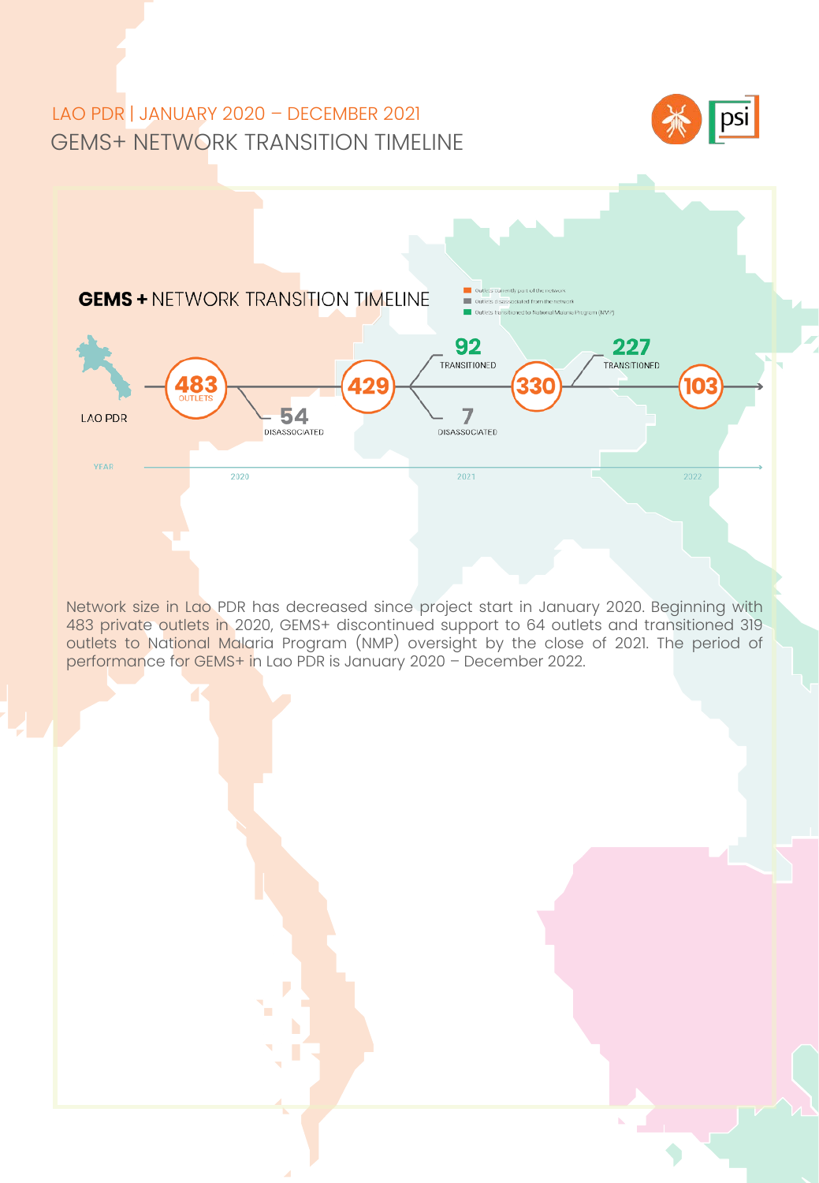LAO PDR | JANUARY 2020 – DECEMBER 2021

# GEMS+ NETWORK TRANSITION TIMELINE

## GEMS + NETWORK TRANSITION TIMELINE

- Outlets currently part of the network
- Outlets disassociated from the network
- Outlets transitioned to National Malaria Program (NMP)

LAO PDR

483 OUTLETS → 54 DISASSOCIATED → 429 → 92 TRANSITIONED, 7 DISASSOCIATED → 330 → 227 TRANSITIONED → 103

YEAR: 2020, 2021, 2022

Network size in Lao PDR has decreased since project start in January 2020. Beginning with 483 private outlets in 2020, GEMS+ discontinued support to 64 outlets and transitioned 319 outlets to National Malaria Program (NMP) oversight by the close of 2021. The period of performance for GEMS+ in Lao PDR is January 2020 – December 2022.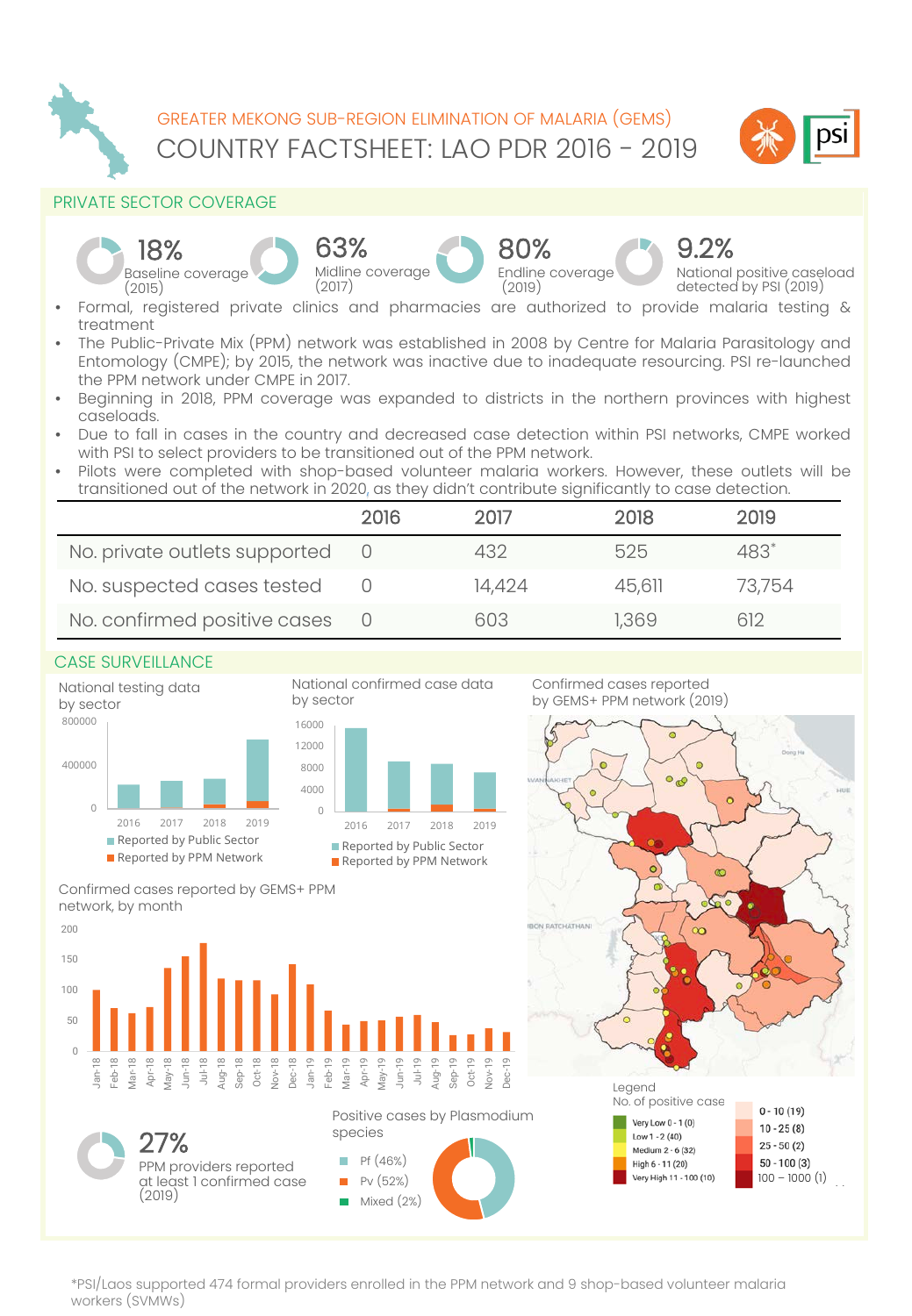GREATER MEKONG SUB-REGION ELIMINATION OF MALARIA (GEMS)

# COUNTRY FACTSHEET: LAO PDR 2016 - 2019

## PRIVATE SECTOR COVERAGE

- **18%** Baseline coverage (2015)
- **63%** Midline coverage (2017)
- **80%** Endline coverage (2019)
- **9.2%** National positive caseload detected by PSI (2019)

- Formal, registered private clinics and pharmacies are authorized to provide malaria testing & treatment
- The Public-Private Mix (PPM) network was established in 2008 by Centre for Malaria Parasitology and Entomology (CMPE); by 2015, the network was inactive due to inadequate resourcing. PSI re-launched the PPM network under CMPE in 2017.
- Beginning in 2018, PPM coverage was expanded to districts in the northern provinces with highest caseloads.
- Due to fall in cases in the country and decreased case detection within PSI networks, CMPE worked with PSI to select providers to be transitioned out of the PPM network.
- Pilots were completed with shop-based volunteer malaria workers. However, these outlets will be transitioned out of the network in 2020, as they didn't contribute significantly to case detection.

| | 2016 | 2017 | 2018 | 2019 |
|---|---|---|---|---|
| No. private outlets supported | 0 | 432 | 525 | 483* |
| No. suspected cases tested | 0 | 14,424 | 45,611 | 73,754 |
| No. confirmed positive cases | 0 | 603 | 1,369 | 612 |

## CASE SURVEILLANCE

National testing data by sector

Reported by Public Sector / Reported by PPM Network

National confirmed case data by sector

Reported by Public Sector / Reported by PPM Network

Confirmed cases reported by GEMS+ PPM network (2019)

Legend — No. of positive case: Very Low 0 - 1 (0); Low 1 - 2 (40); Medium 2 - 6 (32); High 6 - 11 (20); Very High 11 - 100 (10); 0 - 10 (19); 10 - 25 (8); 25 - 50 (2); 50 - 100 (3); 100 – 1000 (1)

Confirmed cases reported by GEMS+ PPM network, by month

**27%** PPM providers reported at least 1 confirmed case (2019)

Positive cases by Plasmodium species: Pf (46%), Pv (52%), Mixed (2%)

*PSI/Laos supported 474 formal providers enrolled in the PPM network and 9 shop-based volunteer malaria workers (SVMWs)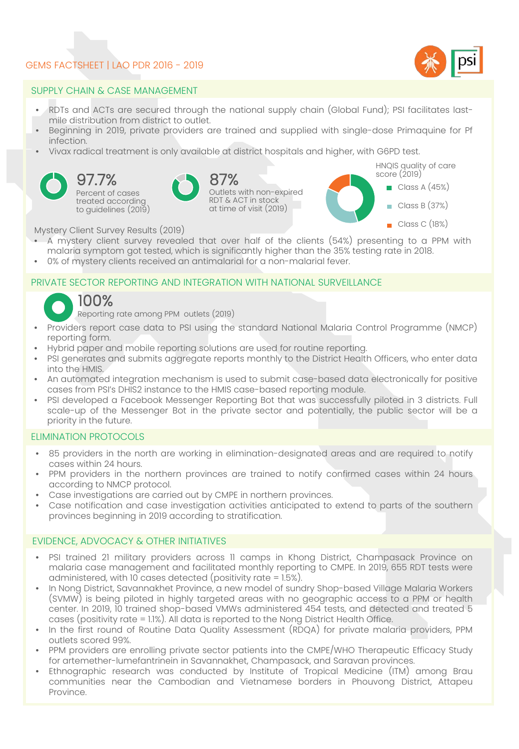GEMS FACTSHEET | LAO PDR 2016 - 2019

## SUPPLY CHAIN & CASE MANAGEMENT

- RDTs and ACTs are secured through the national supply chain (Global Fund); PSI facilitates last-mile distribution from district to outlet.
- Beginning in 2019, private providers are trained and supplied with single-dose Primaquine for Pf infection.
- Vivax radical treatment is only available at district hospitals and higher, with G6PD test.

**97.7%**
Percent of cases treated according to guidelines (2019)

**87%**
Outlets with non-expired RDT & ACT in stock at time of visit (2019)

HNQIS quality of care score (2019)
Class A (45%)
Class B (37%)
Class C (18%)

Mystery Client Survey Results (2019)

- A mystery client survey revealed that over half of the clients (54%) presenting to a PPM with malaria symptom got tested, which is significantly higher than the 35% testing rate in 2018.
- 0% of mystery clients received an antimalarial for a non-malarial fever.

## PRIVATE SECTOR REPORTING AND INTEGRATION WITH NATIONAL SURVEILLANCE

**100%**
Reporting rate among PPM outlets (2019)

- Providers report case data to PSI using the standard National Malaria Control Programme (NMCP) reporting form.
- Hybrid paper and mobile reporting solutions are used for routine reporting.
- PSI generates and submits aggregate reports monthly to the District Health Officers, who enter data into the HMIS.
- An automated integration mechanism is used to submit case-based data electronically for positive cases from PSI's DHIS2 instance to the HMIS case-based reporting module.
- PSI developed a Facebook Messenger Reporting Bot that was successfully piloted in 3 districts. Full scale-up of the Messenger Bot in the private sector and potentially, the public sector will be a priority in the future.

## ELIMINATION PROTOCOLS

- 85 providers in the north are working in elimination-designated areas and are required to notify cases within 24 hours.
- PPM providers in the northern provinces are trained to notify confirmed cases within 24 hours according to NMCP protocol.
- Case investigations are carried out by CMPE in northern provinces.
- Case notification and case investigation activities anticipated to extend to parts of the southern provinces beginning in 2019 according to stratification.

## EVIDENCE, ADVOCACY & OTHER INITIATIVES

- PSI trained 21 military providers across 11 camps in Khong District, Champasack Province on malaria case management and facilitated monthly reporting to CMPE. In 2019, 655 RDT tests were administered, with 10 cases detected (positivity rate = 1.5%).
- In Nong District, Savannakhet Province, a new model of sundry Shop-based Village Malaria Workers (SVMW) is being piloted in highly targeted areas with no geographic access to a PPM or health center. In 2019, 10 trained shop-based VMWs administered 454 tests, and detected and treated 5 cases (positivity rate = 1.1%). All data is reported to the Nong District Health Office.
- In the first round of Routine Data Quality Assessment (RDQA) for private malaria providers, PPM outlets scored 99%.
- PPM providers are enrolling private sector patients into the CMPE/WHO Therapeutic Efficacy Study for artemether-lumefantrinein in Savannakhet, Champasack, and Saravan provinces.
- Ethnographic research was conducted by Institute of Tropical Medicine (ITM) among Brau communities near the Cambodian and Vietnamese borders in Phouvong District, Attapeu Province.